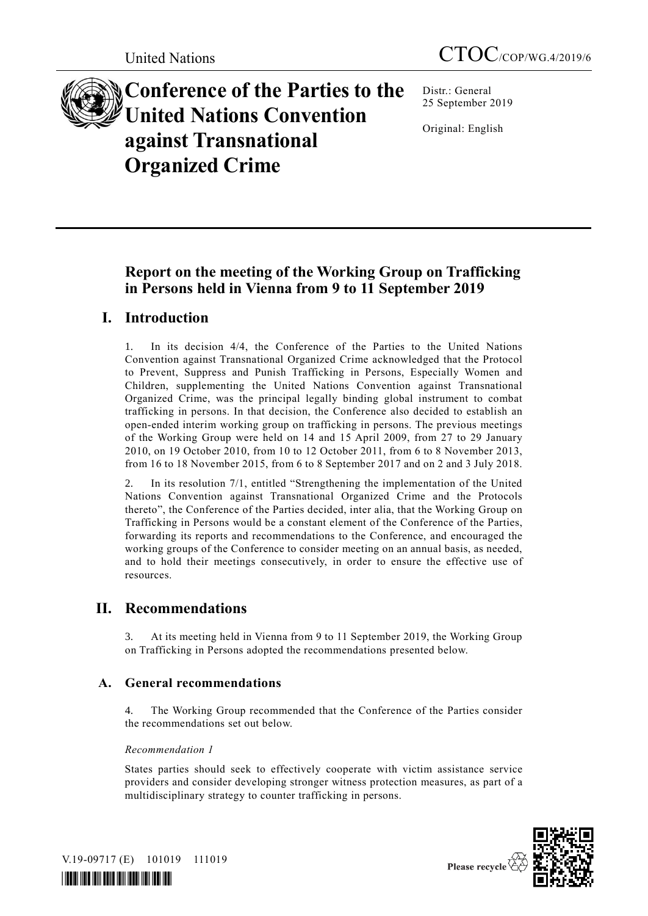United Nations CTOC/COP/WG.4/2019/6

# Conference of the Parties to the United Nations Convention against Transnational Organized Crime

Distr.: General
25 September 2019

Original: English

## Report on the meeting of the Working Group on Trafficking in Persons held in Vienna from 9 to 11 September 2019

## I. Introduction

1. In its decision 4/4, the Conference of the Parties to the United Nations Convention against Transnational Organized Crime acknowledged that the Protocol to Prevent, Suppress and Punish Trafficking in Persons, Especially Women and Children, supplementing the United Nations Convention against Transnational Organized Crime, was the principal legally binding global instrument to combat trafficking in persons. In that decision, the Conference also decided to establish an open-ended interim working group on trafficking in persons. The previous meetings of the Working Group were held on 14 and 15 April 2009, from 27 to 29 January 2010, on 19 October 2010, from 10 to 12 October 2011, from 6 to 8 November 2013, from 16 to 18 November 2015, from 6 to 8 September 2017 and on 2 and 3 July 2018.

2. In its resolution 7/1, entitled "Strengthening the implementation of the United Nations Convention against Transnational Organized Crime and the Protocols thereto", the Conference of the Parties decided, inter alia, that the Working Group on Trafficking in Persons would be a constant element of the Conference of the Parties, forwarding its reports and recommendations to the Conference, and encouraged the working groups of the Conference to consider meeting on an annual basis, as needed, and to hold their meetings consecutively, in order to ensure the effective use of resources.

## II. Recommendations

3. At its meeting held in Vienna from 9 to 11 September 2019, the Working Group on Trafficking in Persons adopted the recommendations presented below.

### A. General recommendations

4. The Working Group recommended that the Conference of the Parties consider the recommendations set out below.

*Recommendation 1*

States parties should seek to effectively cooperate with victim assistance service providers and consider developing stronger witness protection measures, as part of a multidisciplinary strategy to counter trafficking in persons.

V.19-09717 (E) 101019 111019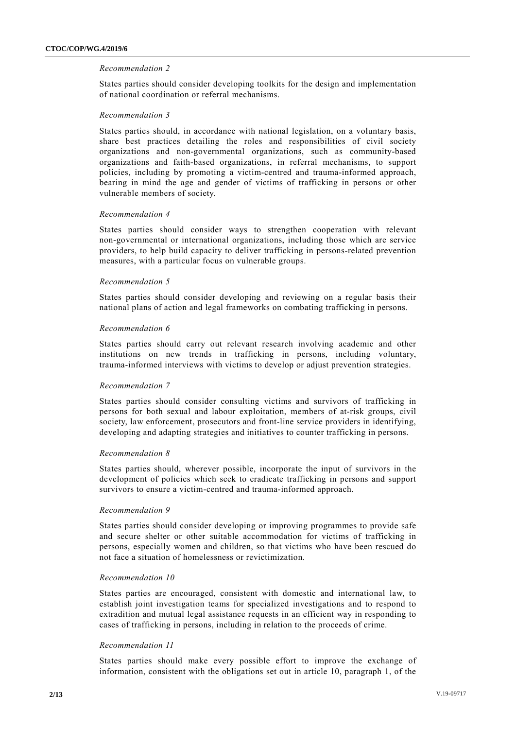*Recommendation 2*

States parties should consider developing toolkits for the design and implementation of national coordination or referral mechanisms.

*Recommendation 3*

States parties should, in accordance with national legislation, on a voluntary basis, share best practices detailing the roles and responsibilities of civil society organizations and non-governmental organizations, such as community-based organizations and faith-based organizations, in referral mechanisms, to support policies, including by promoting a victim-centred and trauma-informed approach, bearing in mind the age and gender of victims of trafficking in persons or other vulnerable members of society.

*Recommendation 4*

States parties should consider ways to strengthen cooperation with relevant non-governmental or international organizations, including those which are service providers, to help build capacity to deliver trafficking in persons-related prevention measures, with a particular focus on vulnerable groups.

*Recommendation 5*

States parties should consider developing and reviewing on a regular basis their national plans of action and legal frameworks on combating trafficking in persons.

*Recommendation 6*

States parties should carry out relevant research involving academic and other institutions on new trends in trafficking in persons, including voluntary, trauma-informed interviews with victims to develop or adjust prevention strategies.

*Recommendation 7*

States parties should consider consulting victims and survivors of trafficking in persons for both sexual and labour exploitation, members of at-risk groups, civil society, law enforcement, prosecutors and front-line service providers in identifying, developing and adapting strategies and initiatives to counter trafficking in persons.

*Recommendation 8*

States parties should, wherever possible, incorporate the input of survivors in the development of policies which seek to eradicate trafficking in persons and support survivors to ensure a victim-centred and trauma-informed approach.

*Recommendation 9*

States parties should consider developing or improving programmes to provide safe and secure shelter or other suitable accommodation for victims of trafficking in persons, especially women and children, so that victims who have been rescued do not face a situation of homelessness or revictimization.

*Recommendation 10*

States parties are encouraged, consistent with domestic and international law, to establish joint investigation teams for specialized investigations and to respond to extradition and mutual legal assistance requests in an efficient way in responding to cases of trafficking in persons, including in relation to the proceeds of crime.

*Recommendation 11*

States parties should make every possible effort to improve the exchange of information, consistent with the obligations set out in article 10, paragraph 1, of the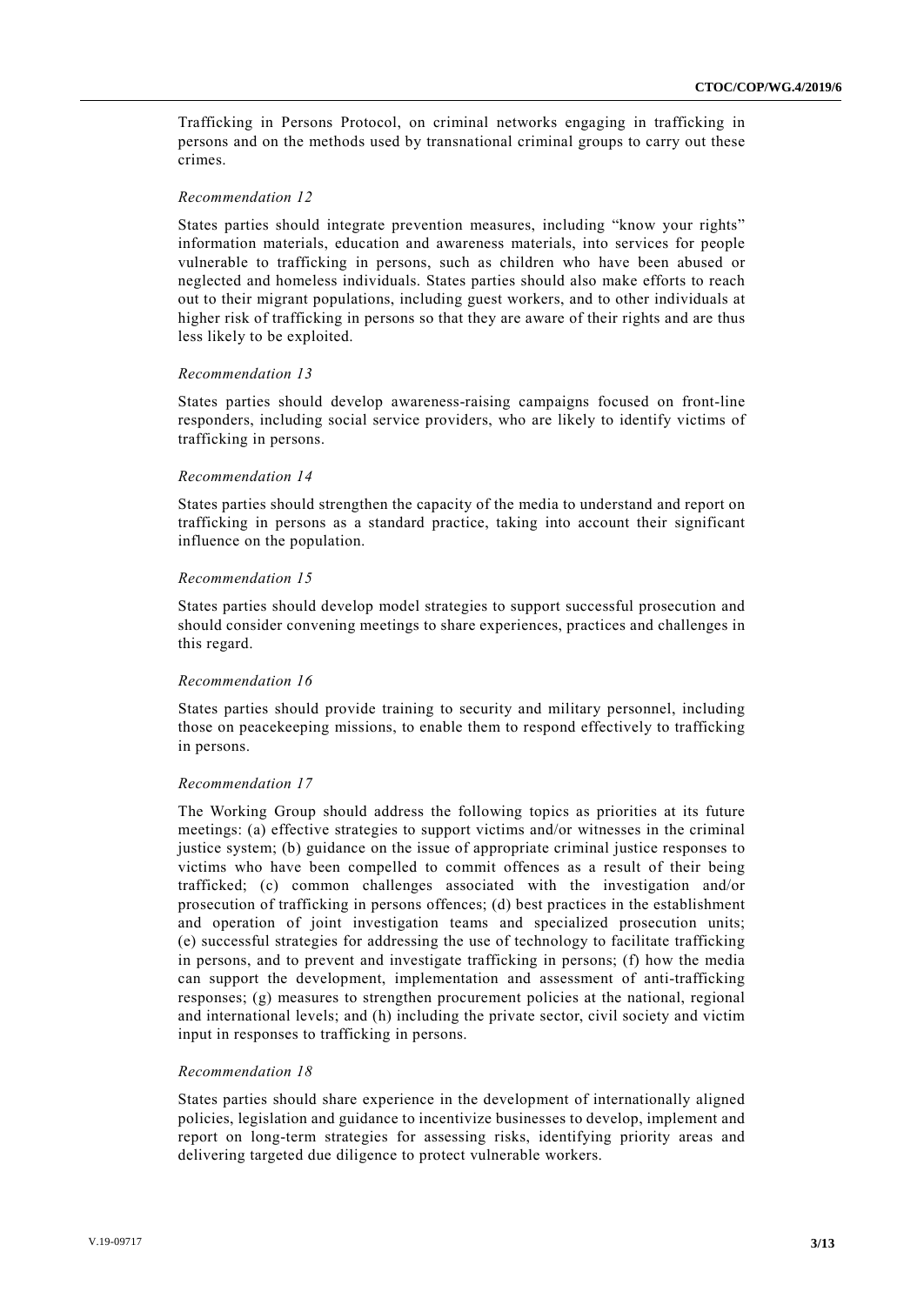Trafficking in Persons Protocol, on criminal networks engaging in trafficking in persons and on the methods used by transnational criminal groups to carry out these crimes.

*Recommendation 12*

States parties should integrate prevention measures, including "know your rights" information materials, education and awareness materials, into services for people vulnerable to trafficking in persons, such as children who have been abused or neglected and homeless individuals. States parties should also make efforts to reach out to their migrant populations, including guest workers, and to other individuals at higher risk of trafficking in persons so that they are aware of their rights and are thus less likely to be exploited.

*Recommendation 13*

States parties should develop awareness-raising campaigns focused on front-line responders, including social service providers, who are likely to identify victims of trafficking in persons.

*Recommendation 14*

States parties should strengthen the capacity of the media to understand and report on trafficking in persons as a standard practice, taking into account their significant influence on the population.

*Recommendation 15*

States parties should develop model strategies to support successful prosecution and should consider convening meetings to share experiences, practices and challenges in this regard.

*Recommendation 16*

States parties should provide training to security and military personnel, including those on peacekeeping missions, to enable them to respond effectively to trafficking in persons.

*Recommendation 17*

The Working Group should address the following topics as priorities at its future meetings: (a) effective strategies to support victims and/or witnesses in the criminal justice system; (b) guidance on the issue of appropriate criminal justice responses to victims who have been compelled to commit offences as a result of their being trafficked; (c) common challenges associated with the investigation and/or prosecution of trafficking in persons offences; (d) best practices in the establishment and operation of joint investigation teams and specialized prosecution units; (e) successful strategies for addressing the use of technology to facilitate trafficking in persons, and to prevent and investigate trafficking in persons; (f) how the media can support the development, implementation and assessment of anti-trafficking responses; (g) measures to strengthen procurement policies at the national, regional and international levels; and (h) including the private sector, civil society and victim input in responses to trafficking in persons.

*Recommendation 18*

States parties should share experience in the development of internationally aligned policies, legislation and guidance to incentivize businesses to develop, implement and report on long-term strategies for assessing risks, identifying priority areas and delivering targeted due diligence to protect vulnerable workers.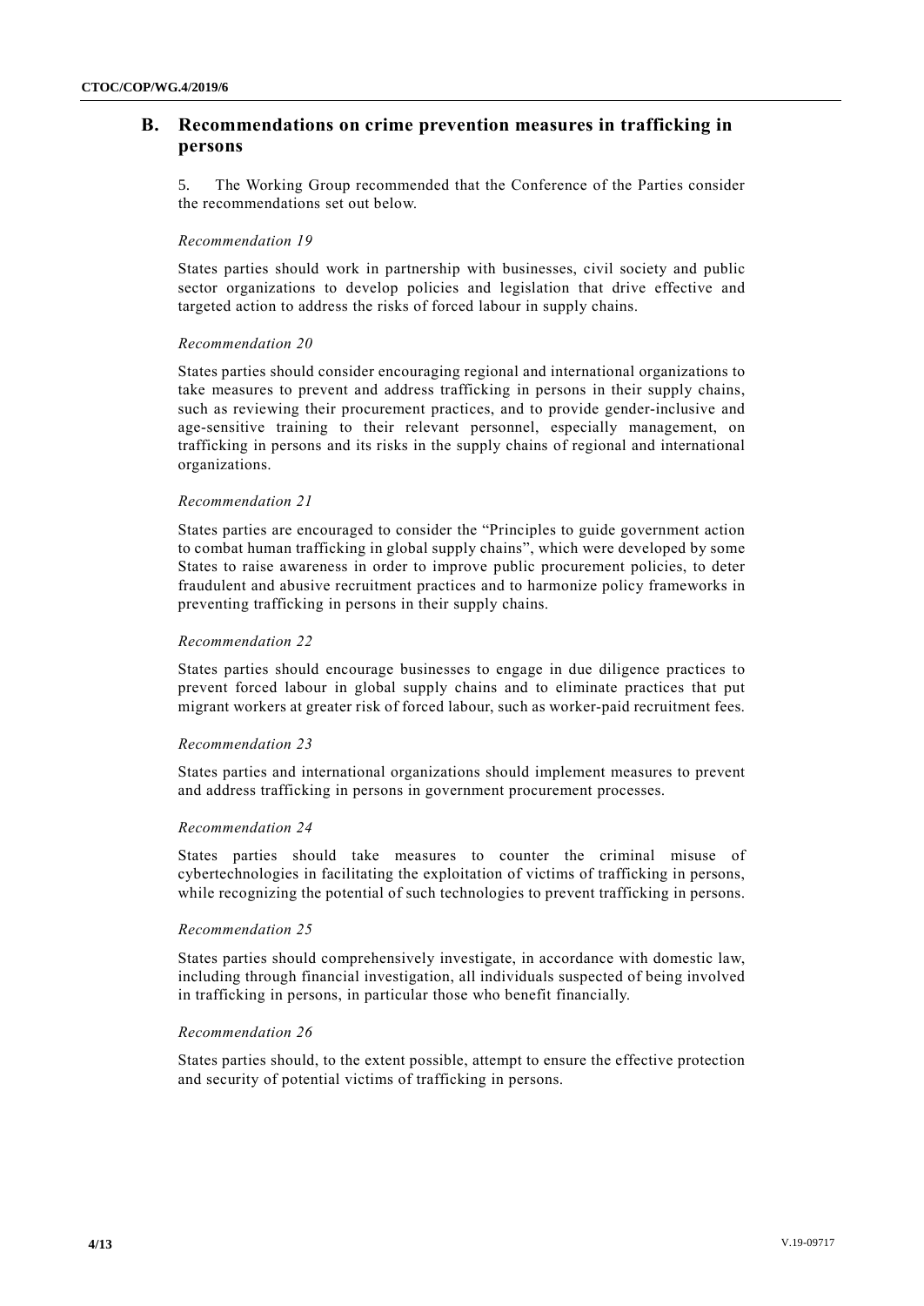## B. Recommendations on crime prevention measures in trafficking in persons

5. The Working Group recommended that the Conference of the Parties consider the recommendations set out below.

*Recommendation 19*

States parties should work in partnership with businesses, civil society and public sector organizations to develop policies and legislation that drive effective and targeted action to address the risks of forced labour in supply chains.

*Recommendation 20*

States parties should consider encouraging regional and international organizations to take measures to prevent and address trafficking in persons in their supply chains, such as reviewing their procurement practices, and to provide gender-inclusive and age-sensitive training to their relevant personnel, especially management, on trafficking in persons and its risks in the supply chains of regional and international organizations.

*Recommendation 21*

States parties are encouraged to consider the "Principles to guide government action to combat human trafficking in global supply chains", which were developed by some States to raise awareness in order to improve public procurement policies, to deter fraudulent and abusive recruitment practices and to harmonize policy frameworks in preventing trafficking in persons in their supply chains.

*Recommendation 22*

States parties should encourage businesses to engage in due diligence practices to prevent forced labour in global supply chains and to eliminate practices that put migrant workers at greater risk of forced labour, such as worker-paid recruitment fees.

*Recommendation 23*

States parties and international organizations should implement measures to prevent and address trafficking in persons in government procurement processes.

*Recommendation 24*

States parties should take measures to counter the criminal misuse of cybertechnologies in facilitating the exploitation of victims of trafficking in persons, while recognizing the potential of such technologies to prevent trafficking in persons.

*Recommendation 25*

States parties should comprehensively investigate, in accordance with domestic law, including through financial investigation, all individuals suspected of being involved in trafficking in persons, in particular those who benefit financially.

*Recommendation 26*

States parties should, to the extent possible, attempt to ensure the effective protection and security of potential victims of trafficking in persons.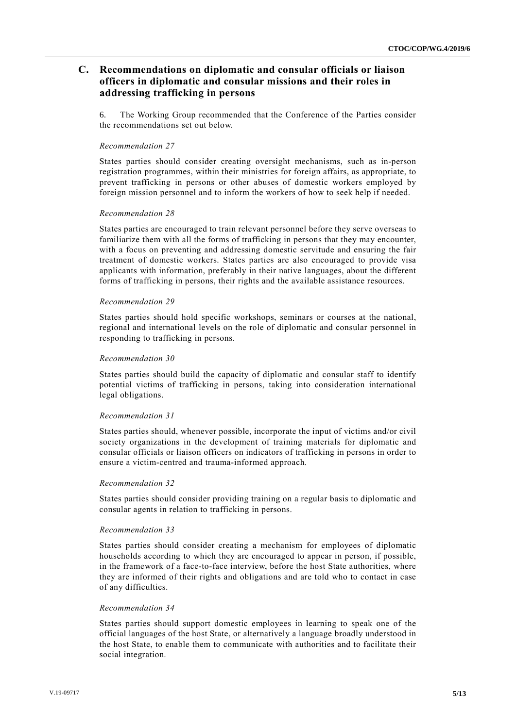## C. Recommendations on diplomatic and consular officials or liaison officers in diplomatic and consular missions and their roles in addressing trafficking in persons

6. The Working Group recommended that the Conference of the Parties consider the recommendations set out below.

*Recommendation 27*

States parties should consider creating oversight mechanisms, such as in-person registration programmes, within their ministries for foreign affairs, as appropriate, to prevent trafficking in persons or other abuses of domestic workers employed by foreign mission personnel and to inform the workers of how to seek help if needed.

*Recommendation 28*

States parties are encouraged to train relevant personnel before they serve overseas to familiarize them with all the forms of trafficking in persons that they may encounter, with a focus on preventing and addressing domestic servitude and ensuring the fair treatment of domestic workers. States parties are also encouraged to provide visa applicants with information, preferably in their native languages, about the different forms of trafficking in persons, their rights and the available assistance resources.

*Recommendation 29*

States parties should hold specific workshops, seminars or courses at the national, regional and international levels on the role of diplomatic and consular personnel in responding to trafficking in persons.

*Recommendation 30*

States parties should build the capacity of diplomatic and consular staff to identify potential victims of trafficking in persons, taking into consideration international legal obligations.

*Recommendation 31*

States parties should, whenever possible, incorporate the input of victims and/or civil society organizations in the development of training materials for diplomatic and consular officials or liaison officers on indicators of trafficking in persons in order to ensure a victim-centred and trauma-informed approach.

*Recommendation 32*

States parties should consider providing training on a regular basis to diplomatic and consular agents in relation to trafficking in persons.

*Recommendation 33*

States parties should consider creating a mechanism for employees of diplomatic households according to which they are encouraged to appear in person, if possible, in the framework of a face-to-face interview, before the host State authorities, where they are informed of their rights and obligations and are told who to contact in case of any difficulties.

*Recommendation 34*

States parties should support domestic employees in learning to speak one of the official languages of the host State, or alternatively a language broadly understood in the host State, to enable them to communicate with authorities and to facilitate their social integration.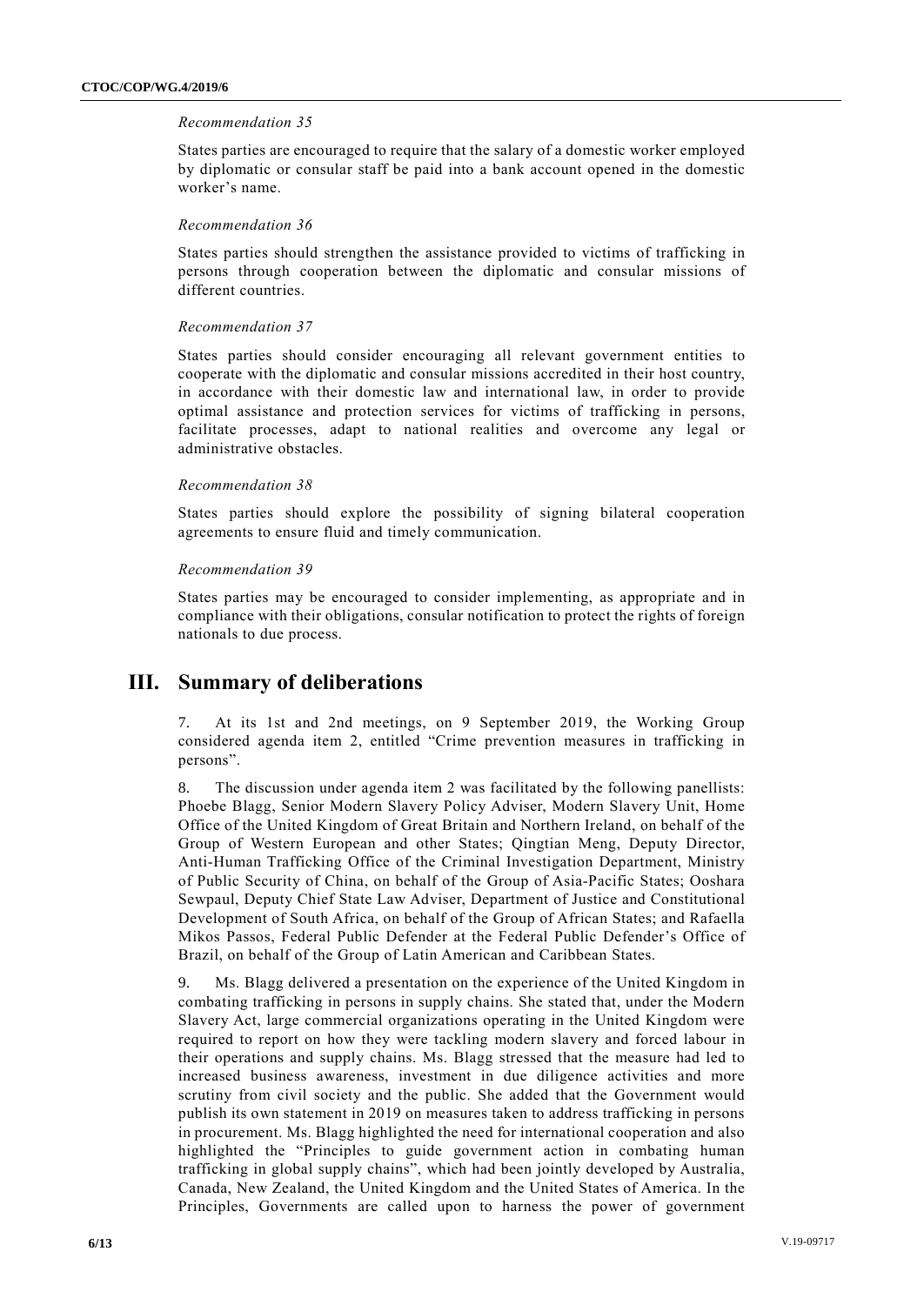*Recommendation 35*

States parties are encouraged to require that the salary of a domestic worker employed by diplomatic or consular staff be paid into a bank account opened in the domestic worker's name.

*Recommendation 36*

States parties should strengthen the assistance provided to victims of trafficking in persons through cooperation between the diplomatic and consular missions of different countries.

*Recommendation 37*

States parties should consider encouraging all relevant government entities to cooperate with the diplomatic and consular missions accredited in their host country, in accordance with their domestic law and international law, in order to provide optimal assistance and protection services for victims of trafficking in persons, facilitate processes, adapt to national realities and overcome any legal or administrative obstacles.

*Recommendation 38*

States parties should explore the possibility of signing bilateral cooperation agreements to ensure fluid and timely communication.

*Recommendation 39*

States parties may be encouraged to consider implementing, as appropriate and in compliance with their obligations, consular notification to protect the rights of foreign nationals to due process.

# III. Summary of deliberations

7. At its 1st and 2nd meetings, on 9 September 2019, the Working Group considered agenda item 2, entitled "Crime prevention measures in trafficking in persons".

8. The discussion under agenda item 2 was facilitated by the following panellists: Phoebe Blagg, Senior Modern Slavery Policy Adviser, Modern Slavery Unit, Home Office of the United Kingdom of Great Britain and Northern Ireland, on behalf of the Group of Western European and other States; Qingtian Meng, Deputy Director, Anti-Human Trafficking Office of the Criminal Investigation Department, Ministry of Public Security of China, on behalf of the Group of Asia-Pacific States; Ooshara Sewpaul, Deputy Chief State Law Adviser, Department of Justice and Constitutional Development of South Africa, on behalf of the Group of African States; and Rafaella Mikos Passos, Federal Public Defender at the Federal Public Defender's Office of Brazil, on behalf of the Group of Latin American and Caribbean States.

9. Ms. Blagg delivered a presentation on the experience of the United Kingdom in combating trafficking in persons in supply chains. She stated that, under the Modern Slavery Act, large commercial organizations operating in the United Kingdom were required to report on how they were tackling modern slavery and forced labour in their operations and supply chains. Ms. Blagg stressed that the measure had led to increased business awareness, investment in due diligence activities and more scrutiny from civil society and the public. She added that the Government would publish its own statement in 2019 on measures taken to address trafficking in persons in procurement. Ms. Blagg highlighted the need for international cooperation and also highlighted the "Principles to guide government action in combating human trafficking in global supply chains", which had been jointly developed by Australia, Canada, New Zealand, the United Kingdom and the United States of America. In the Principles, Governments are called upon to harness the power of government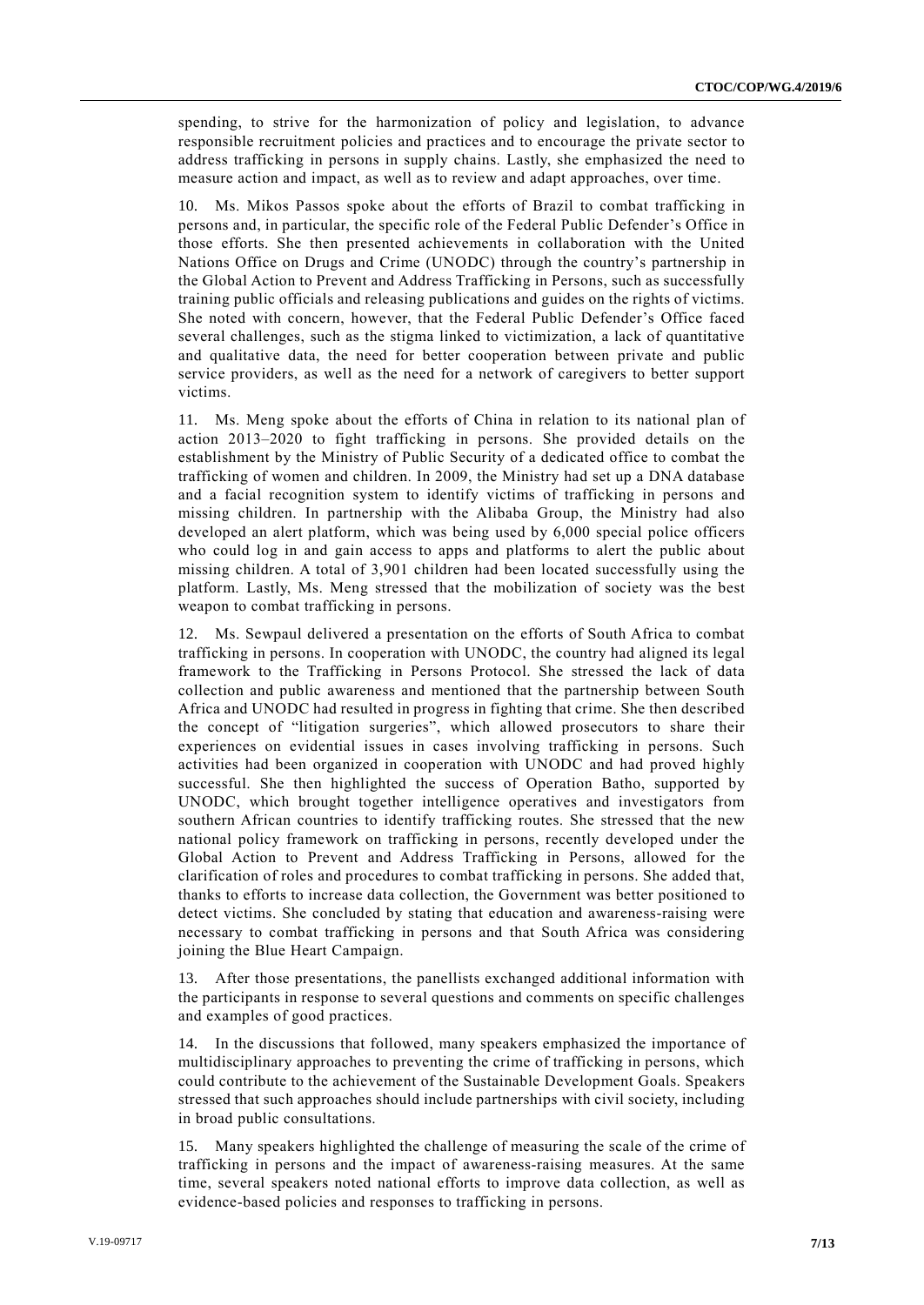spending, to strive for the harmonization of policy and legislation, to advance responsible recruitment policies and practices and to encourage the private sector to address trafficking in persons in supply chains. Lastly, she emphasized the need to measure action and impact, as well as to review and adapt approaches, over time.

10. Ms. Mikos Passos spoke about the efforts of Brazil to combat trafficking in persons and, in particular, the specific role of the Federal Public Defender's Office in those efforts. She then presented achievements in collaboration with the United Nations Office on Drugs and Crime (UNODC) through the country's partnership in the Global Action to Prevent and Address Trafficking in Persons, such as successfully training public officials and releasing publications and guides on the rights of victims. She noted with concern, however, that the Federal Public Defender's Office faced several challenges, such as the stigma linked to victimization, a lack of quantitative and qualitative data, the need for better cooperation between private and public service providers, as well as the need for a network of caregivers to better support victims.

11. Ms. Meng spoke about the efforts of China in relation to its national plan of action 2013–2020 to fight trafficking in persons. She provided details on the establishment by the Ministry of Public Security of a dedicated office to combat the trafficking of women and children. In 2009, the Ministry had set up a DNA database and a facial recognition system to identify victims of trafficking in persons and missing children. In partnership with the Alibaba Group, the Ministry had also developed an alert platform, which was being used by 6,000 special police officers who could log in and gain access to apps and platforms to alert the public about missing children. A total of 3,901 children had been located successfully using the platform. Lastly, Ms. Meng stressed that the mobilization of society was the best weapon to combat trafficking in persons.

12. Ms. Sewpaul delivered a presentation on the efforts of South Africa to combat trafficking in persons. In cooperation with UNODC, the country had aligned its legal framework to the Trafficking in Persons Protocol. She stressed the lack of data collection and public awareness and mentioned that the partnership between South Africa and UNODC had resulted in progress in fighting that crime. She then described the concept of "litigation surgeries", which allowed prosecutors to share their experiences on evidential issues in cases involving trafficking in persons. Such activities had been organized in cooperation with UNODC and had proved highly successful. She then highlighted the success of Operation Batho, supported by UNODC, which brought together intelligence operatives and investigators from southern African countries to identify trafficking routes. She stressed that the new national policy framework on trafficking in persons, recently developed under the Global Action to Prevent and Address Trafficking in Persons, allowed for the clarification of roles and procedures to combat trafficking in persons. She added that, thanks to efforts to increase data collection, the Government was better positioned to detect victims. She concluded by stating that education and awareness-raising were necessary to combat trafficking in persons and that South Africa was considering joining the Blue Heart Campaign.

13. After those presentations, the panellists exchanged additional information with the participants in response to several questions and comments on specific challenges and examples of good practices.

14. In the discussions that followed, many speakers emphasized the importance of multidisciplinary approaches to preventing the crime of trafficking in persons, which could contribute to the achievement of the Sustainable Development Goals. Speakers stressed that such approaches should include partnerships with civil society, including in broad public consultations.

15. Many speakers highlighted the challenge of measuring the scale of the crime of trafficking in persons and the impact of awareness-raising measures. At the same time, several speakers noted national efforts to improve data collection, as well as evidence-based policies and responses to trafficking in persons.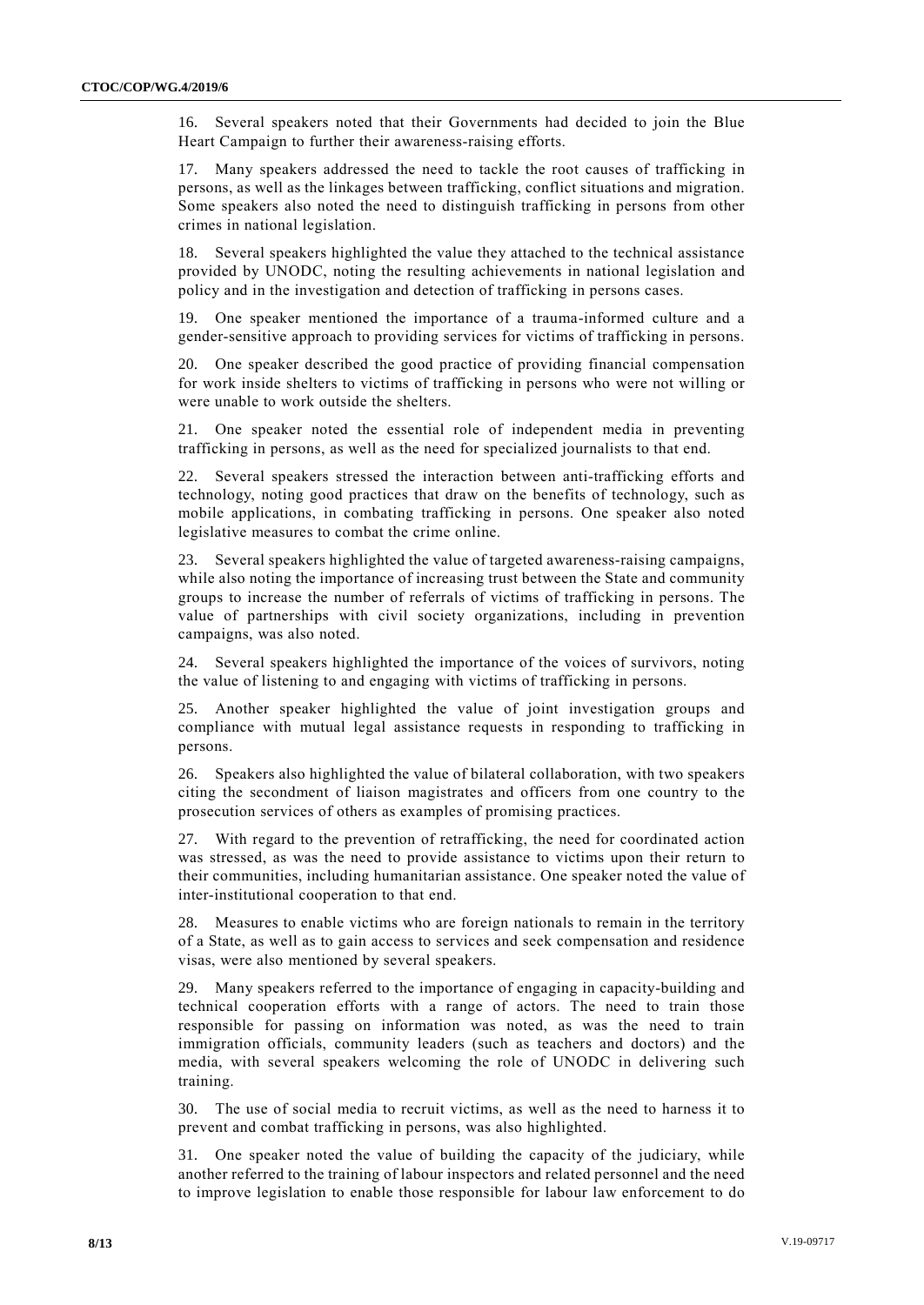16. Several speakers noted that their Governments had decided to join the Blue Heart Campaign to further their awareness-raising efforts.

17. Many speakers addressed the need to tackle the root causes of trafficking in persons, as well as the linkages between trafficking, conflict situations and migration. Some speakers also noted the need to distinguish trafficking in persons from other crimes in national legislation.

18. Several speakers highlighted the value they attached to the technical assistance provided by UNODC, noting the resulting achievements in national legislation and policy and in the investigation and detection of trafficking in persons cases.

19. One speaker mentioned the importance of a trauma-informed culture and a gender-sensitive approach to providing services for victims of trafficking in persons.

20. One speaker described the good practice of providing financial compensation for work inside shelters to victims of trafficking in persons who were not willing or were unable to work outside the shelters.

21. One speaker noted the essential role of independent media in preventing trafficking in persons, as well as the need for specialized journalists to that end.

22. Several speakers stressed the interaction between anti-trafficking efforts and technology, noting good practices that draw on the benefits of technology, such as mobile applications, in combating trafficking in persons. One speaker also noted legislative measures to combat the crime online.

23. Several speakers highlighted the value of targeted awareness-raising campaigns, while also noting the importance of increasing trust between the State and community groups to increase the number of referrals of victims of trafficking in persons. The value of partnerships with civil society organizations, including in prevention campaigns, was also noted.

24. Several speakers highlighted the importance of the voices of survivors, noting the value of listening to and engaging with victims of trafficking in persons.

25. Another speaker highlighted the value of joint investigation groups and compliance with mutual legal assistance requests in responding to trafficking in persons.

26. Speakers also highlighted the value of bilateral collaboration, with two speakers citing the secondment of liaison magistrates and officers from one country to the prosecution services of others as examples of promising practices.

27. With regard to the prevention of retrafficking, the need for coordinated action was stressed, as was the need to provide assistance to victims upon their return to their communities, including humanitarian assistance. One speaker noted the value of inter-institutional cooperation to that end.

28. Measures to enable victims who are foreign nationals to remain in the territory of a State, as well as to gain access to services and seek compensation and residence visas, were also mentioned by several speakers.

29. Many speakers referred to the importance of engaging in capacity-building and technical cooperation efforts with a range of actors. The need to train those responsible for passing on information was noted, as was the need to train immigration officials, community leaders (such as teachers and doctors) and the media, with several speakers welcoming the role of UNODC in delivering such training.

30. The use of social media to recruit victims, as well as the need to harness it to prevent and combat trafficking in persons, was also highlighted.

31. One speaker noted the value of building the capacity of the judiciary, while another referred to the training of labour inspectors and related personnel and the need to improve legislation to enable those responsible for labour law enforcement to do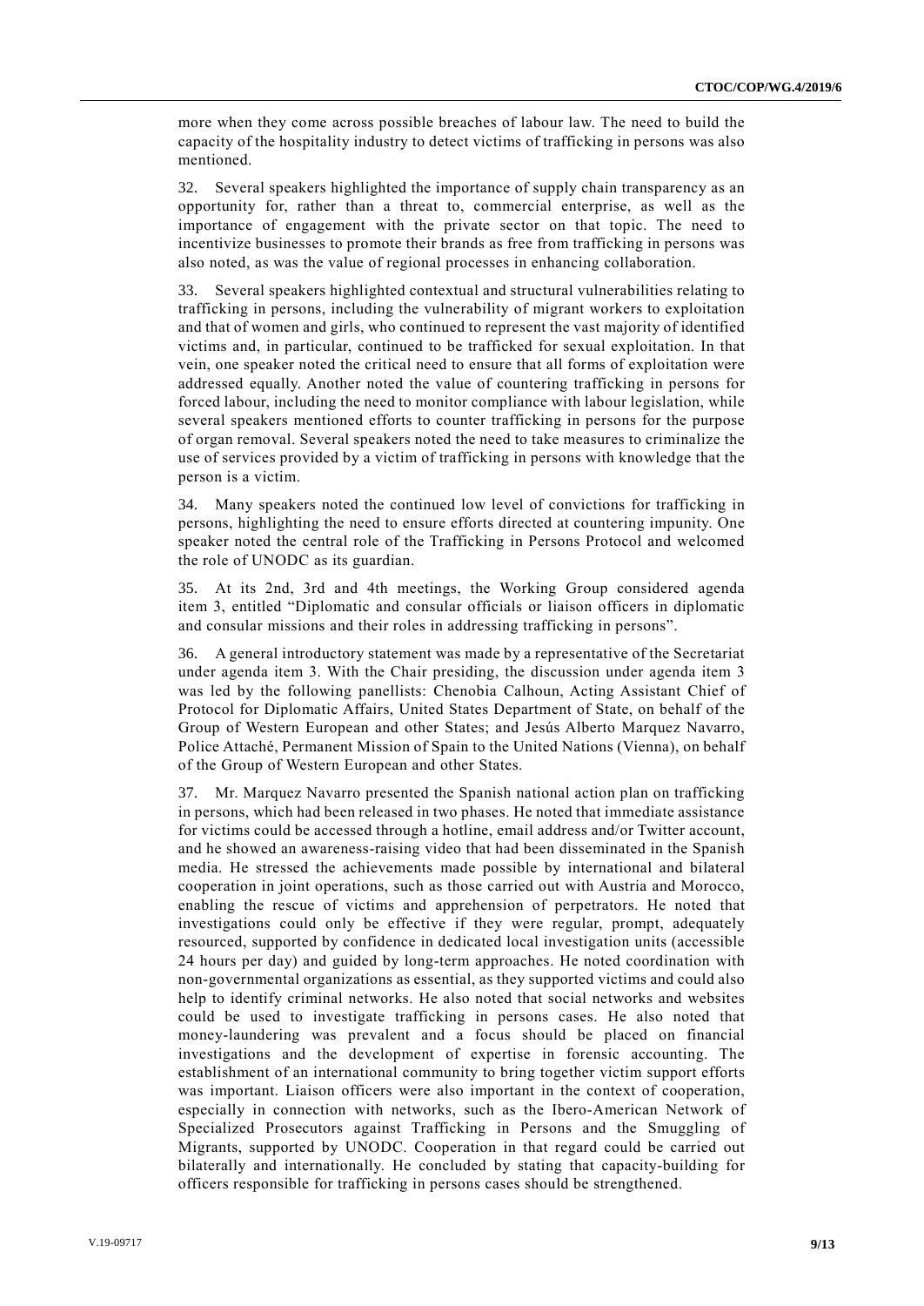more when they come across possible breaches of labour law. The need to build the capacity of the hospitality industry to detect victims of trafficking in persons was also mentioned.

32. Several speakers highlighted the importance of supply chain transparency as an opportunity for, rather than a threat to, commercial enterprise, as well as the importance of engagement with the private sector on that topic. The need to incentivize businesses to promote their brands as free from trafficking in persons was also noted, as was the value of regional processes in enhancing collaboration.

33. Several speakers highlighted contextual and structural vulnerabilities relating to trafficking in persons, including the vulnerability of migrant workers to exploitation and that of women and girls, who continued to represent the vast majority of identified victims and, in particular, continued to be trafficked for sexual exploitation. In that vein, one speaker noted the critical need to ensure that all forms of exploitation were addressed equally. Another noted the value of countering trafficking in persons for forced labour, including the need to monitor compliance with labour legislation, while several speakers mentioned efforts to counter trafficking in persons for the purpose of organ removal. Several speakers noted the need to take measures to criminalize the use of services provided by a victim of trafficking in persons with knowledge that the person is a victim.

34. Many speakers noted the continued low level of convictions for trafficking in persons, highlighting the need to ensure efforts directed at countering impunity. One speaker noted the central role of the Trafficking in Persons Protocol and welcomed the role of UNODC as its guardian.

35. At its 2nd, 3rd and 4th meetings, the Working Group considered agenda item 3, entitled "Diplomatic and consular officials or liaison officers in diplomatic and consular missions and their roles in addressing trafficking in persons".

36. A general introductory statement was made by a representative of the Secretariat under agenda item 3. With the Chair presiding, the discussion under agenda item 3 was led by the following panellists: Chenobia Calhoun, Acting Assistant Chief of Protocol for Diplomatic Affairs, United States Department of State, on behalf of the Group of Western European and other States; and Jesús Alberto Marquez Navarro, Police Attaché, Permanent Mission of Spain to the United Nations (Vienna), on behalf of the Group of Western European and other States.

37. Mr. Marquez Navarro presented the Spanish national action plan on trafficking in persons, which had been released in two phases. He noted that immediate assistance for victims could be accessed through a hotline, email address and/or Twitter account, and he showed an awareness-raising video that had been disseminated in the Spanish media. He stressed the achievements made possible by international and bilateral cooperation in joint operations, such as those carried out with Austria and Morocco, enabling the rescue of victims and apprehension of perpetrators. He noted that investigations could only be effective if they were regular, prompt, adequately resourced, supported by confidence in dedicated local investigation units (accessible 24 hours per day) and guided by long-term approaches. He noted coordination with non-governmental organizations as essential, as they supported victims and could also help to identify criminal networks. He also noted that social networks and websites could be used to investigate trafficking in persons cases. He also noted that money-laundering was prevalent and a focus should be placed on financial investigations and the development of expertise in forensic accounting. The establishment of an international community to bring together victim support efforts was important. Liaison officers were also important in the context of cooperation, especially in connection with networks, such as the Ibero-American Network of Specialized Prosecutors against Trafficking in Persons and the Smuggling of Migrants, supported by UNODC. Cooperation in that regard could be carried out bilaterally and internationally. He concluded by stating that capacity-building for officers responsible for trafficking in persons cases should be strengthened.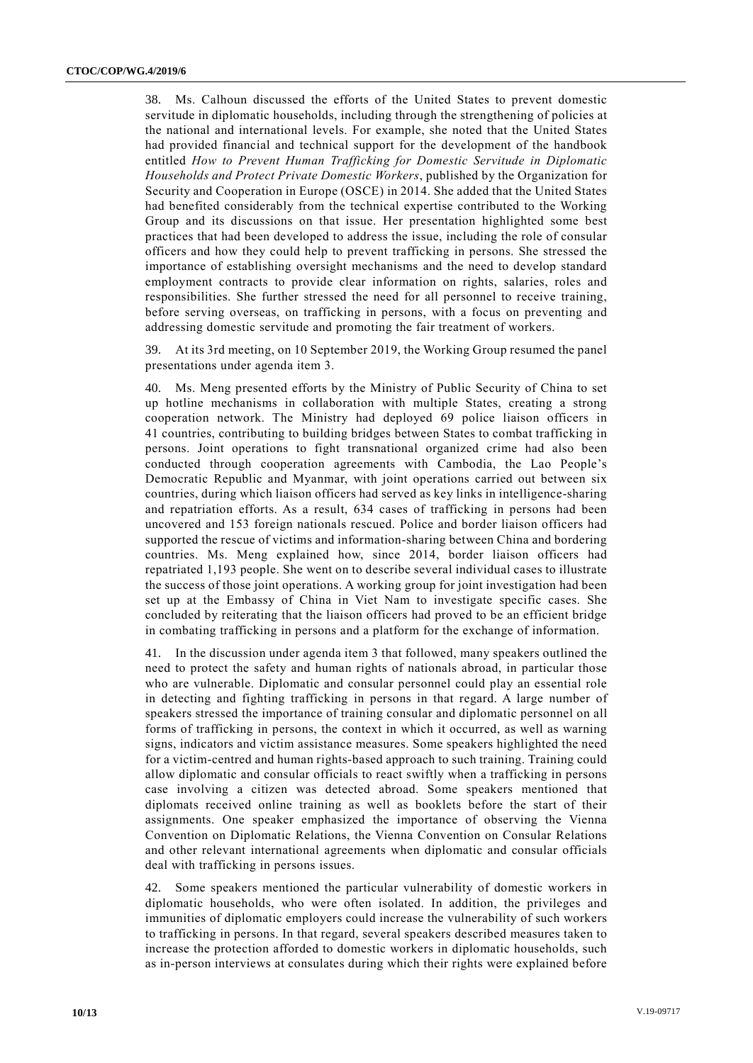38. Ms. Calhoun discussed the efforts of the United States to prevent domestic servitude in diplomatic households, including through the strengthening of policies at the national and international levels. For example, she noted that the United States had provided financial and technical support for the development of the handbook entitled *How to Prevent Human Trafficking for Domestic Servitude in Diplomatic Households and Protect Private Domestic Workers*, published by the Organization for Security and Cooperation in Europe (OSCE) in 2014. She added that the United States had benefited considerably from the technical expertise contributed to the Working Group and its discussions on that issue. Her presentation highlighted some best practices that had been developed to address the issue, including the role of consular officers and how they could help to prevent trafficking in persons. She stressed the importance of establishing oversight mechanisms and the need to develop standard employment contracts to provide clear information on rights, salaries, roles and responsibilities. She further stressed the need for all personnel to receive training, before serving overseas, on trafficking in persons, with a focus on preventing and addressing domestic servitude and promoting the fair treatment of workers.

39. At its 3rd meeting, on 10 September 2019, the Working Group resumed the panel presentations under agenda item 3.

40. Ms. Meng presented efforts by the Ministry of Public Security of China to set up hotline mechanisms in collaboration with multiple States, creating a strong cooperation network. The Ministry had deployed 69 police liaison officers in 41 countries, contributing to building bridges between States to combat trafficking in persons. Joint operations to fight transnational organized crime had also been conducted through cooperation agreements with Cambodia, the Lao People's Democratic Republic and Myanmar, with joint operations carried out between six countries, during which liaison officers had served as key links in intelligence-sharing and repatriation efforts. As a result, 634 cases of trafficking in persons had been uncovered and 153 foreign nationals rescued. Police and border liaison officers had supported the rescue of victims and information-sharing between China and bordering countries. Ms. Meng explained how, since 2014, border liaison officers had repatriated 1,193 people. She went on to describe several individual cases to illustrate the success of those joint operations. A working group for joint investigation had been set up at the Embassy of China in Viet Nam to investigate specific cases. She concluded by reiterating that the liaison officers had proved to be an efficient bridge in combating trafficking in persons and a platform for the exchange of information.

41. In the discussion under agenda item 3 that followed, many speakers outlined the need to protect the safety and human rights of nationals abroad, in particular those who are vulnerable. Diplomatic and consular personnel could play an essential role in detecting and fighting trafficking in persons in that regard. A large number of speakers stressed the importance of training consular and diplomatic personnel on all forms of trafficking in persons, the context in which it occurred, as well as warning signs, indicators and victim assistance measures. Some speakers highlighted the need for a victim-centred and human rights-based approach to such training. Training could allow diplomatic and consular officials to react swiftly when a trafficking in persons case involving a citizen was detected abroad. Some speakers mentioned that diplomats received online training as well as booklets before the start of their assignments. One speaker emphasized the importance of observing the Vienna Convention on Diplomatic Relations, the Vienna Convention on Consular Relations and other relevant international agreements when diplomatic and consular officials deal with trafficking in persons issues.

42. Some speakers mentioned the particular vulnerability of domestic workers in diplomatic households, who were often isolated. In addition, the privileges and immunities of diplomatic employers could increase the vulnerability of such workers to trafficking in persons. In that regard, several speakers described measures taken to increase the protection afforded to domestic workers in diplomatic households, such as in-person interviews at consulates during which their rights were explained before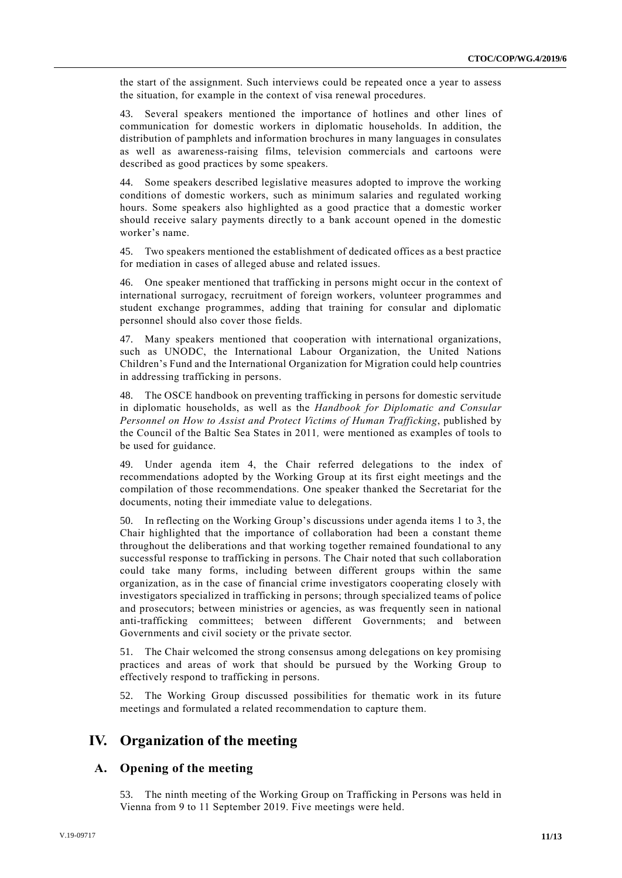the start of the assignment. Such interviews could be repeated once a year to assess the situation, for example in the context of visa renewal procedures.

43. Several speakers mentioned the importance of hotlines and other lines of communication for domestic workers in diplomatic households. In addition, the distribution of pamphlets and information brochures in many languages in consulates as well as awareness-raising films, television commercials and cartoons were described as good practices by some speakers.

44. Some speakers described legislative measures adopted to improve the working conditions of domestic workers, such as minimum salaries and regulated working hours. Some speakers also highlighted as a good practice that a domestic worker should receive salary payments directly to a bank account opened in the domestic worker's name.

45. Two speakers mentioned the establishment of dedicated offices as a best practice for mediation in cases of alleged abuse and related issues.

46. One speaker mentioned that trafficking in persons might occur in the context of international surrogacy, recruitment of foreign workers, volunteer programmes and student exchange programmes, adding that training for consular and diplomatic personnel should also cover those fields.

47. Many speakers mentioned that cooperation with international organizations, such as UNODC, the International Labour Organization, the United Nations Children's Fund and the International Organization for Migration could help countries in addressing trafficking in persons.

48. The OSCE handbook on preventing trafficking in persons for domestic servitude in diplomatic households, as well as the *Handbook for Diplomatic and Consular Personnel on How to Assist and Protect Victims of Human Trafficking*, published by the Council of the Baltic Sea States in 2011, were mentioned as examples of tools to be used for guidance.

49. Under agenda item 4, the Chair referred delegations to the index of recommendations adopted by the Working Group at its first eight meetings and the compilation of those recommendations. One speaker thanked the Secretariat for the documents, noting their immediate value to delegations.

50. In reflecting on the Working Group's discussions under agenda items 1 to 3, the Chair highlighted that the importance of collaboration had been a constant theme throughout the deliberations and that working together remained foundational to any successful response to trafficking in persons. The Chair noted that such collaboration could take many forms, including between different groups within the same organization, as in the case of financial crime investigators cooperating closely with investigators specialized in trafficking in persons; through specialized teams of police and prosecutors; between ministries or agencies, as was frequently seen in national anti-trafficking committees; between different Governments; and between Governments and civil society or the private sector.

51. The Chair welcomed the strong consensus among delegations on key promising practices and areas of work that should be pursued by the Working Group to effectively respond to trafficking in persons.

52. The Working Group discussed possibilities for thematic work in its future meetings and formulated a related recommendation to capture them.

# IV. Organization of the meeting

## A. Opening of the meeting

53. The ninth meeting of the Working Group on Trafficking in Persons was held in Vienna from 9 to 11 September 2019. Five meetings were held.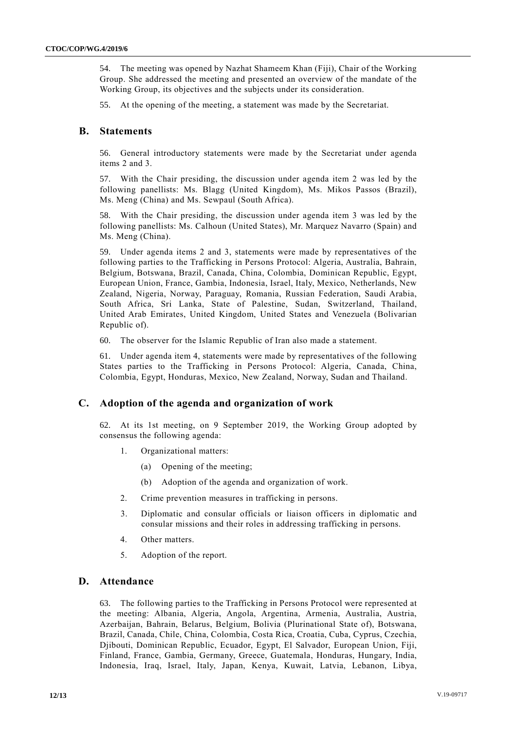54. The meeting was opened by Nazhat Shameem Khan (Fiji), Chair of the Working Group. She addressed the meeting and presented an overview of the mandate of the Working Group, its objectives and the subjects under its consideration.

55. At the opening of the meeting, a statement was made by the Secretariat.

## B. Statements

56. General introductory statements were made by the Secretariat under agenda items 2 and 3.

57. With the Chair presiding, the discussion under agenda item 2 was led by the following panellists: Ms. Blagg (United Kingdom), Ms. Mikos Passos (Brazil), Ms. Meng (China) and Ms. Sewpaul (South Africa).

58. With the Chair presiding, the discussion under agenda item 3 was led by the following panellists: Ms. Calhoun (United States), Mr. Marquez Navarro (Spain) and Ms. Meng (China).

59. Under agenda items 2 and 3, statements were made by representatives of the following parties to the Trafficking in Persons Protocol: Algeria, Australia, Bahrain, Belgium, Botswana, Brazil, Canada, China, Colombia, Dominican Republic, Egypt, European Union, France, Gambia, Indonesia, Israel, Italy, Mexico, Netherlands, New Zealand, Nigeria, Norway, Paraguay, Romania, Russian Federation, Saudi Arabia, South Africa, Sri Lanka, State of Palestine, Sudan, Switzerland, Thailand, United Arab Emirates, United Kingdom, United States and Venezuela (Bolivarian Republic of).

60. The observer for the Islamic Republic of Iran also made a statement.

61. Under agenda item 4, statements were made by representatives of the following States parties to the Trafficking in Persons Protocol: Algeria, Canada, China, Colombia, Egypt, Honduras, Mexico, New Zealand, Norway, Sudan and Thailand.

## C. Adoption of the agenda and organization of work

62. At its 1st meeting, on 9 September 2019, the Working Group adopted by consensus the following agenda:

1. Organizational matters:

   (a) Opening of the meeting;

   (b) Adoption of the agenda and organization of work.

2. Crime prevention measures in trafficking in persons.

3. Diplomatic and consular officials or liaison officers in diplomatic and consular missions and their roles in addressing trafficking in persons.

4. Other matters.

5. Adoption of the report.

## D. Attendance

63. The following parties to the Trafficking in Persons Protocol were represented at the meeting: Albania, Algeria, Angola, Argentina, Armenia, Australia, Austria, Azerbaijan, Bahrain, Belarus, Belgium, Bolivia (Plurinational State of), Botswana, Brazil, Canada, Chile, China, Colombia, Costa Rica, Croatia, Cuba, Cyprus, Czechia, Djibouti, Dominican Republic, Ecuador, Egypt, El Salvador, European Union, Fiji, Finland, France, Gambia, Germany, Greece, Guatemala, Honduras, Hungary, India, Indonesia, Iraq, Israel, Italy, Japan, Kenya, Kuwait, Latvia, Lebanon, Libya,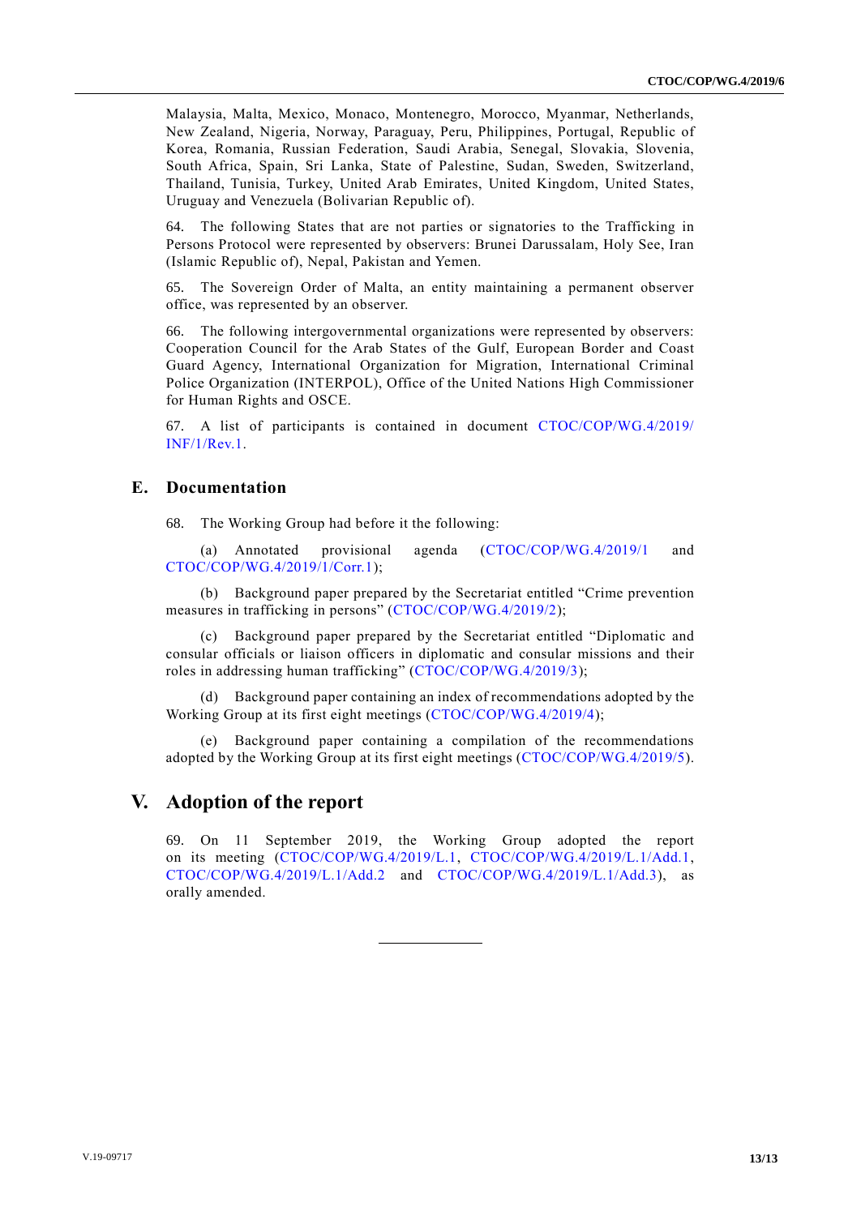Malaysia, Malta, Mexico, Monaco, Montenegro, Morocco, Myanmar, Netherlands, New Zealand, Nigeria, Norway, Paraguay, Peru, Philippines, Portugal, Republic of Korea, Romania, Russian Federation, Saudi Arabia, Senegal, Slovakia, Slovenia, South Africa, Spain, Sri Lanka, State of Palestine, Sudan, Sweden, Switzerland, Thailand, Tunisia, Turkey, United Arab Emirates, United Kingdom, United States, Uruguay and Venezuela (Bolivarian Republic of).

64. The following States that are not parties or signatories to the Trafficking in Persons Protocol were represented by observers: Brunei Darussalam, Holy See, Iran (Islamic Republic of), Nepal, Pakistan and Yemen.

65. The Sovereign Order of Malta, an entity maintaining a permanent observer office, was represented by an observer.

66. The following intergovernmental organizations were represented by observers: Cooperation Council for the Arab States of the Gulf, European Border and Coast Guard Agency, International Organization for Migration, International Criminal Police Organization (INTERPOL), Office of the United Nations High Commissioner for Human Rights and OSCE.

67. A list of participants is contained in document CTOC/COP/WG.4/2019/INF/1/Rev.1.

## E. Documentation

68. The Working Group had before it the following:

(a) Annotated provisional agenda (CTOC/COP/WG.4/2019/1 and CTOC/COP/WG.4/2019/1/Corr.1);

(b) Background paper prepared by the Secretariat entitled "Crime prevention measures in trafficking in persons" (CTOC/COP/WG.4/2019/2);

(c) Background paper prepared by the Secretariat entitled "Diplomatic and consular officials or liaison officers in diplomatic and consular missions and their roles in addressing human trafficking" (CTOC/COP/WG.4/2019/3);

(d) Background paper containing an index of recommendations adopted by the Working Group at its first eight meetings (CTOC/COP/WG.4/2019/4);

(e) Background paper containing a compilation of the recommendations adopted by the Working Group at its first eight meetings (CTOC/COP/WG.4/2019/5).

# V. Adoption of the report

69. On 11 September 2019, the Working Group adopted the report on its meeting (CTOC/COP/WG.4/2019/L.1, CTOC/COP/WG.4/2019/L.1/Add.1, CTOC/COP/WG.4/2019/L.1/Add.2 and CTOC/COP/WG.4/2019/L.1/Add.3), as orally amended.